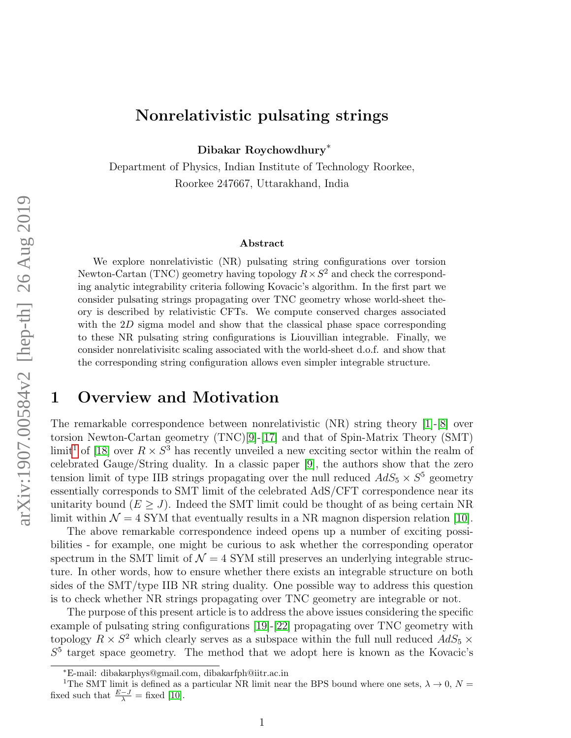# Nonrelativistic pulsating strings

**Dibakar Roychowdhury***

Department of Physics, Indian Institute of Technology Roorkee,
Roorkee 247667, Uttarakhand, India

### Abstract

We explore nonrelativistic (NR) pulsating string configurations over torsion Newton-Cartan (TNC) geometry having topology $R\times S^2$ and check the corresponding analytic integrability criteria following Kovacic's algorithm. In the first part we consider pulsating strings propagating over TNC geometry whose world-sheet theory is described by relativistic CFTs. We compute conserved charges associated with the $2D$ sigma model and show that the classical phase space corresponding to these NR pulsating string configurations is Liouvillian integrable. Finally, we consider nonrelativisitc scaling associated with the world-sheet d.o.f. and show that the corresponding string configuration allows even simpler integrable structure.

## 1 Overview and Motivation

The remarkable correspondence between nonrelativistic (NR) string theory [1]-[8] over torsion Newton-Cartan geometry (TNC)[9]-[17] and that of Spin-Matrix Theory (SMT) limit[1] of [18] over $R\times S^3$ has recently unveiled a new exciting sector within the realm of celebrated Gauge/String duality. In a classic paper [9], the authors show that the zero tension limit of type IIB strings propagating over the null reduced $AdS_5\times S^5$ geometry essentially corresponds to SMT limit of the celebrated AdS/CFT correspondence near its unitarity bound ($E\geq J$). Indeed the SMT limit could be thought of as being certain NR limit within $\mathcal{N}=4$ SYM that eventually results in a NR magnon dispersion relation [10].

The above remarkable correspondence indeed opens up a number of exciting possibilities - for example, one might be curious to ask whether the corresponding operator spectrum in the SMT limit of $\mathcal{N}=4$ SYM still preserves an underlying integrable structure. In other words, how to ensure whether there exists an integrable structure on both sides of the SMT/type IIB NR string duality. One possible way to address this question is to check whether NR strings propagating over TNC geometry are integrable or not.

The purpose of this present article is to address the above issues considering the specific example of pulsating string configurations [19]-[22] propagating over TNC geometry with topology $R\times S^2$ which clearly serves as a subspace within the full null reduced $AdS_5\times S^5$ target space geometry. The method that we adopt here is known as the Kovacic's

---

*E-mail: dibakarphys@gmail.com, dibakarfph@iitr.ac.in

[1] The SMT limit is defined as a particular NR limit near the BPS bound where one sets, $\lambda\to 0$, $N=$ fixed such that $\frac{E-J}{\lambda}=$ fixed [10].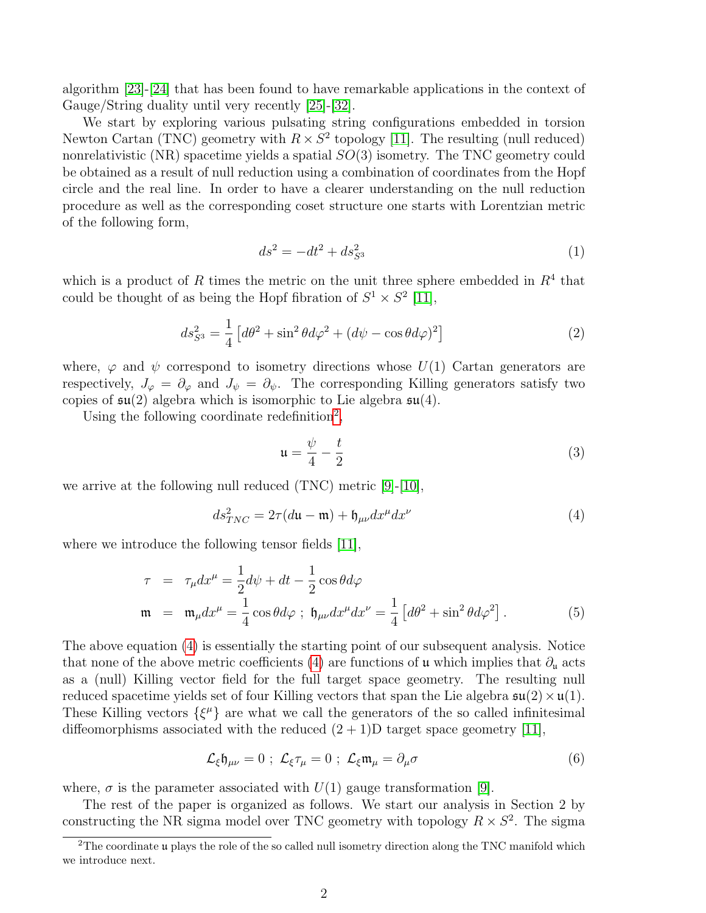algorithm [23]-[24] that has been found to have remarkable applications in the context of Gauge/String duality until very recently [25]-[32].

We start by exploring various pulsating string configurations embedded in torsion Newton Cartan (TNC) geometry with $R \times S^2$ topology [11]. The resulting (null reduced) nonrelativistic (NR) spacetime yields a spatial $SO(3)$ isometry. The TNC geometry could be obtained as a result of null reduction using a combination of coordinates from the Hopf circle and the real line. In order to have a clearer understanding on the null reduction procedure as well as the corresponding coset structure one starts with Lorentzian metric of the following form,

$$ds^2 = -dt^2 + ds^2_{S^3} \tag{1}$$

which is a product of $R$ times the metric on the unit three sphere embedded in $R^4$ that could be thought of as being the Hopf fibration of $S^1 \times S^2$ [11],

$$ds^2_{S^3} = \frac{1}{4}\left[d\theta^2 + \sin^2\theta d\varphi^2 + (d\psi - \cos\theta d\varphi)^2\right] \tag{2}$$

where, $\varphi$ and $\psi$ correspond to isometry directions whose $U(1)$ Cartan generators are respectively, $J_\varphi = \partial_\varphi$ and $J_\psi = \partial_\psi$. The corresponding Killing generators satisfy two copies of $\mathfrak{su}(2)$ algebra which is isomorphic to Lie algebra $\mathfrak{su}(4)$.

Using the following coordinate redefinition[2],

$$\mathfrak{u} = \frac{\psi}{4} - \frac{t}{2} \tag{3}$$

we arrive at the following null reduced (TNC) metric [9]-[10],

$$ds^2_{TNC} = 2\tau(d\mathfrak{u} - \mathfrak{m}) + \mathfrak{h}_{\mu\nu}dx^\mu dx^\nu \tag{4}$$

where we introduce the following tensor fields [11],

$$\begin{aligned}
\tau &= \tau_\mu dx^\mu = \frac{1}{2}d\psi + dt - \frac{1}{2}\cos\theta d\varphi \\
\mathfrak{m} &= \mathfrak{m}_\mu dx^\mu = \frac{1}{4}\cos\theta d\varphi \; ; \; \mathfrak{h}_{\mu\nu}dx^\mu dx^\nu = \frac{1}{4}\left[d\theta^2 + \sin^2\theta d\varphi^2\right].
\end{aligned} \tag{5}$$

The above equation (4) is essentially the starting point of our subsequent analysis. Notice that none of the above metric coefficients (4) are functions of $\mathfrak{u}$ which implies that $\partial_{\mathfrak{u}}$ acts as a (null) Killing vector field for the full target space geometry. The resulting null reduced spacetime yields set of four Killing vectors that span the Lie algebra $\mathfrak{su}(2) \times \mathfrak{u}(1)$. These Killing vectors $\{\xi^\mu\}$ are what we call the generators of the so called infinitesimal diffeomorphisms associated with the reduced $(2+1)$D target space geometry [11],

$$\mathcal{L}_\xi \mathfrak{h}_{\mu\nu} = 0 \; ; \; \mathcal{L}_\xi \tau_\mu = 0 \; ; \; \mathcal{L}_\xi \mathfrak{m}_\mu = \partial_\mu \sigma \tag{6}$$

where, $\sigma$ is the parameter associated with $U(1)$ gauge transformation [9].

The rest of the paper is organized as follows. We start our analysis in Section 2 by constructing the NR sigma model over TNC geometry with topology $R \times S^2$. The sigma

[2] The coordinate $\mathfrak{u}$ plays the role of the so called null isometry direction along the TNC manifold which we introduce next.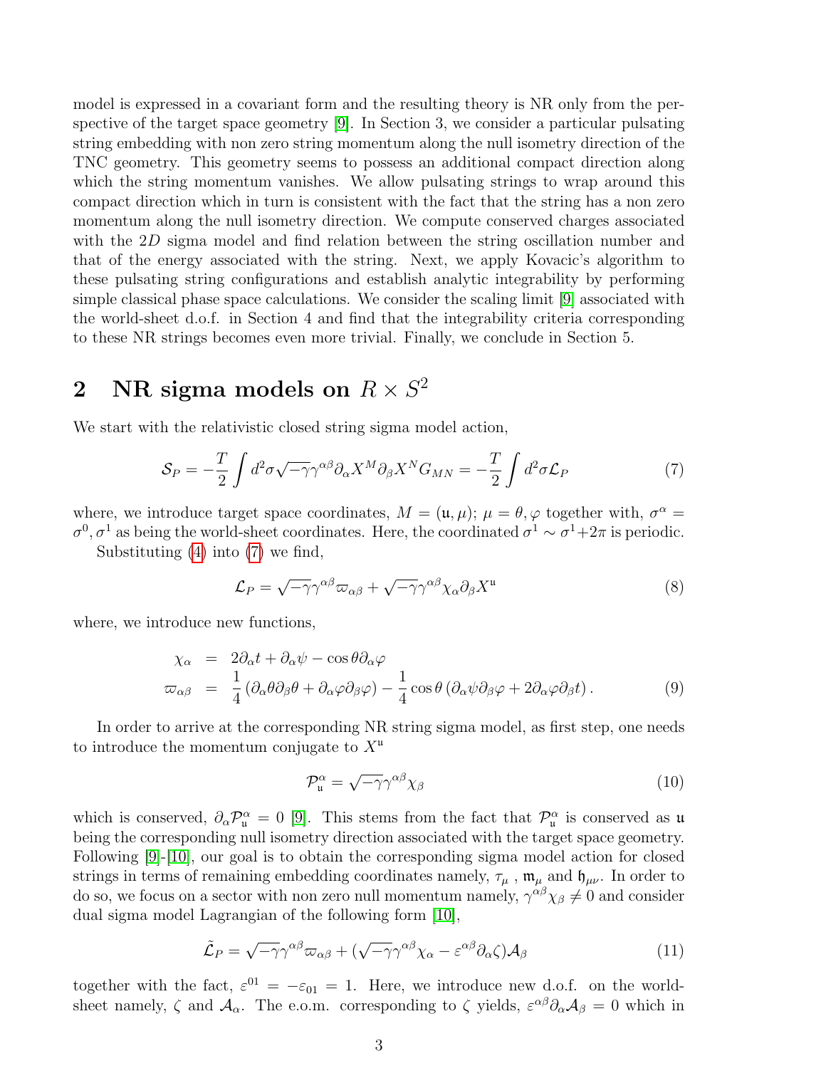model is expressed in a covariant form and the resulting theory is NR only from the perspective of the target space geometry [9]. In Section 3, we consider a particular pulsating string embedding with non zero string momentum along the null isometry direction of the TNC geometry. This geometry seems to possess an additional compact direction along which the string momentum vanishes. We allow pulsating strings to wrap around this compact direction which in turn is consistent with the fact that the string has a non zero momentum along the null isometry direction. We compute conserved charges associated with the $2D$ sigma model and find relation between the string oscillation number and that of the energy associated with the string. Next, we apply Kovacic's algorithm to these pulsating string configurations and establish analytic integrability by performing simple classical phase space calculations. We consider the scaling limit [9] associated with the world-sheet d.o.f. in Section 4 and find that the integrability criteria corresponding to these NR strings becomes even more trivial. Finally, we conclude in Section 5.

## 2 NR sigma models on $R \times S^2$

We start with the relativistic closed string sigma model action,

$$\mathcal{S}_P = -\frac{T}{2}\int d^2\sigma \sqrt{-\gamma}\gamma^{\alpha\beta}\partial_\alpha X^M \partial_\beta X^N G_{MN} = -\frac{T}{2}\int d^2\sigma \mathcal{L}_P \tag{7}$$

where, we introduce target space coordinates, $M = (\mathfrak{u}, \mu)$; $\mu = \theta, \varphi$ together with, $\sigma^\alpha = \sigma^0, \sigma^1$ as being the world-sheet coordinates. Here, the coordinated $\sigma^1 \sim \sigma^1 + 2\pi$ is periodic.

Substituting (4) into (7) we find,

$$\mathcal{L}_P = \sqrt{-\gamma}\gamma^{\alpha\beta}\varpi_{\alpha\beta} + \sqrt{-\gamma}\gamma^{\alpha\beta}\chi_\alpha \partial_\beta X^{\mathfrak{u}} \tag{8}$$

where, we introduce new functions,

$$\begin{aligned}
\chi_\alpha &= 2\partial_\alpha t + \partial_\alpha \psi - \cos\theta \partial_\alpha \varphi \\
\varpi_{\alpha\beta} &= \frac{1}{4}\left(\partial_\alpha \theta \partial_\beta \theta + \partial_\alpha \varphi \partial_\beta \varphi\right) - \frac{1}{4}\cos\theta\left(\partial_\alpha \psi \partial_\beta \varphi + 2\partial_\alpha \varphi \partial_\beta t\right).
\end{aligned} \tag{9}$$

In order to arrive at the corresponding NR string sigma model, as first step, one needs to introduce the momentum conjugate to $X^{\mathfrak{u}}$

$$\mathcal{P}^\alpha_{\mathfrak{u}} = \sqrt{-\gamma}\gamma^{\alpha\beta}\chi_\beta \tag{10}$$

which is conserved, $\partial_\alpha \mathcal{P}^\alpha_{\mathfrak{u}} = 0$ [9]. This stems from the fact that $\mathcal{P}^\alpha_{\mathfrak{u}}$ is conserved as $\mathfrak{u}$ being the corresponding null isometry direction associated with the target space geometry. Following [9]-[10], our goal is to obtain the corresponding sigma model action for closed strings in terms of remaining embedding coordinates namely, $\tau_\mu$ , $\mathfrak{m}_\mu$ and $\mathfrak{h}_{\mu\nu}$. In order to do so, we focus on a sector with non zero null momentum namely, $\gamma^{\alpha\beta}\chi_\beta \neq 0$ and consider dual sigma model Lagrangian of the following form [10],

$$\tilde{\mathcal{L}}_P = \sqrt{-\gamma}\gamma^{\alpha\beta}\varpi_{\alpha\beta} + (\sqrt{-\gamma}\gamma^{\alpha\beta}\chi_\alpha - \varepsilon^{\alpha\beta}\partial_\alpha \zeta)\mathcal{A}_\beta \tag{11}$$

together with the fact, $\varepsilon^{01} = -\varepsilon_{01} = 1$. Here, we introduce new d.o.f. on the world-sheet namely, $\zeta$ and $\mathcal{A}_\alpha$. The e.o.m. corresponding to $\zeta$ yields, $\varepsilon^{\alpha\beta}\partial_\alpha \mathcal{A}_\beta = 0$ which in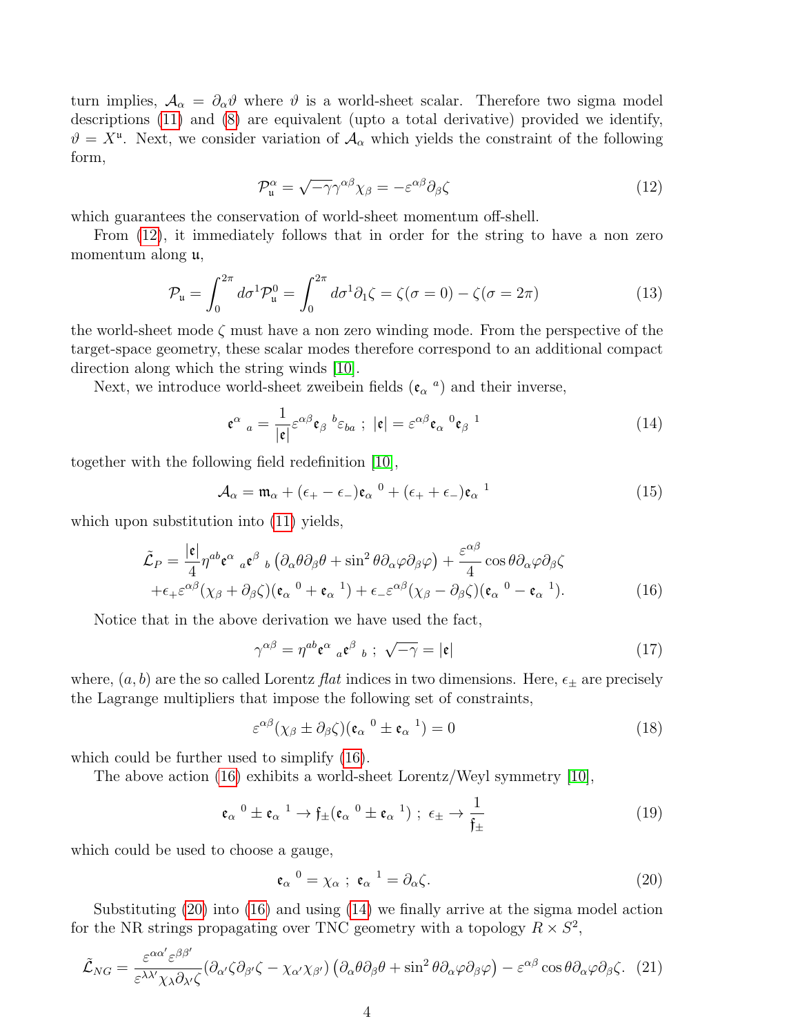turn implies, $\mathcal{A}_\alpha = \partial_\alpha \vartheta$ where $\vartheta$ is a world-sheet scalar. Therefore two sigma model descriptions (11) and (8) are equivalent (upto a total derivative) provided we identify, $\vartheta = X^{\mathfrak{u}}$. Next, we consider variation of $\mathcal{A}_\alpha$ which yields the constraint of the following form,

$$\mathcal{P}^\alpha_{\mathfrak{u}} = \sqrt{-\gamma}\gamma^{\alpha\beta}\chi_\beta = -\varepsilon^{\alpha\beta}\partial_\beta \zeta \tag{12}$$

which guarantees the conservation of world-sheet momentum off-shell.

From (12), it immediately follows that in order for the string to have a non zero momentum along $\mathfrak{u}$,

$$\mathcal{P}_{\mathfrak{u}} = \int_0^{2\pi} d\sigma^1 \mathcal{P}^0_{\mathfrak{u}} = \int_0^{2\pi} d\sigma^1 \partial_1 \zeta = \zeta(\sigma = 0) - \zeta(\sigma = 2\pi) \tag{13}$$

the world-sheet mode $\zeta$ must have a non zero winding mode. From the perspective of the target-space geometry, these scalar modes therefore correspond to an additional compact direction along which the string winds [10].

Next, we introduce world-sheet zweibein fields ($\mathfrak{e}_\alpha{}^a$) and their inverse,

$$\mathfrak{e}^\alpha{}_a = \frac{1}{|\mathfrak{e}|}\varepsilon^{\alpha\beta}\mathfrak{e}_\beta{}^b \varepsilon_{ba} \; ; \; |\mathfrak{e}| = \varepsilon^{\alpha\beta}\mathfrak{e}_\alpha{}^0 \mathfrak{e}_\beta{}^1 \tag{14}$$

together with the following field redefinition [10],

$$\mathcal{A}_\alpha = \mathfrak{m}_\alpha + (\epsilon_+ - \epsilon_-)\mathfrak{e}_\alpha{}^0 + (\epsilon_+ + \epsilon_-)\mathfrak{e}_\alpha{}^1 \tag{15}$$

which upon substitution into (11) yields,

$$\begin{aligned}\tilde{\mathcal{L}}_P = &\frac{|\mathfrak{e}|}{4}\eta^{ab}\mathfrak{e}^\alpha{}_a \mathfrak{e}^\beta{}_b \left(\partial_\alpha\theta\partial_\beta\theta + \sin^2\theta\partial_\alpha\varphi\partial_\beta\varphi\right) + \frac{\varepsilon^{\alpha\beta}}{4}\cos\theta\partial_\alpha\varphi\partial_\beta\zeta \\ &+ \epsilon_+\varepsilon^{\alpha\beta}(\chi_\beta + \partial_\beta\zeta)(\mathfrak{e}_\alpha{}^0 + \mathfrak{e}_\alpha{}^1) + \epsilon_-\varepsilon^{\alpha\beta}(\chi_\beta - \partial_\beta\zeta)(\mathfrak{e}_\alpha{}^0 - \mathfrak{e}_\alpha{}^1).\end{aligned} \tag{16}$$

Notice that in the above derivation we have used the fact,

$$\gamma^{\alpha\beta} = \eta^{ab}\mathfrak{e}^\alpha{}_a \mathfrak{e}^\beta{}_b \; ; \; \sqrt{-\gamma} = |\mathfrak{e}| \tag{17}$$

where, $(a, b)$ are the so called Lorentz *flat* indices in two dimensions. Here, $\epsilon_\pm$ are precisely the Lagrange multipliers that impose the following set of constraints,

$$\varepsilon^{\alpha\beta}(\chi_\beta \pm \partial_\beta\zeta)(\mathfrak{e}_\alpha{}^0 \pm \mathfrak{e}_\alpha{}^1) = 0 \tag{18}$$

which could be further used to simplify (16).

The above action (16) exhibits a world-sheet Lorentz/Weyl symmetry [10],

$$\mathfrak{e}_\alpha{}^0 \pm \mathfrak{e}_\alpha{}^1 \to \mathfrak{f}_\pm(\mathfrak{e}_\alpha{}^0 \pm \mathfrak{e}_\alpha{}^1) \; ; \; \epsilon_\pm \to \frac{1}{\mathfrak{f}_\pm} \tag{19}$$

which could be used to choose a gauge,

$$\mathfrak{e}_\alpha{}^0 = \chi_\alpha \; ; \; \mathfrak{e}_\alpha{}^1 = \partial_\alpha\zeta. \tag{20}$$

Substituting (20) into (16) and using (14) we finally arrive at the sigma model action for the NR strings propagating over TNC geometry with a topology $R \times S^2$,

$$\tilde{\mathcal{L}}_{NG} = \frac{\varepsilon^{\alpha\alpha'}\varepsilon^{\beta\beta'}}{\varepsilon^{\lambda\lambda'}\chi_\lambda\partial_{\lambda'}\zeta}(\partial_{\alpha'}\zeta\partial_{\beta'}\zeta - \chi_{\alpha'}\chi_{\beta'})\left(\partial_\alpha\theta\partial_\beta\theta + \sin^2\theta\partial_\alpha\varphi\partial_\beta\varphi\right) - \varepsilon^{\alpha\beta}\cos\theta\partial_\alpha\varphi\partial_\beta\zeta. \tag{21}$$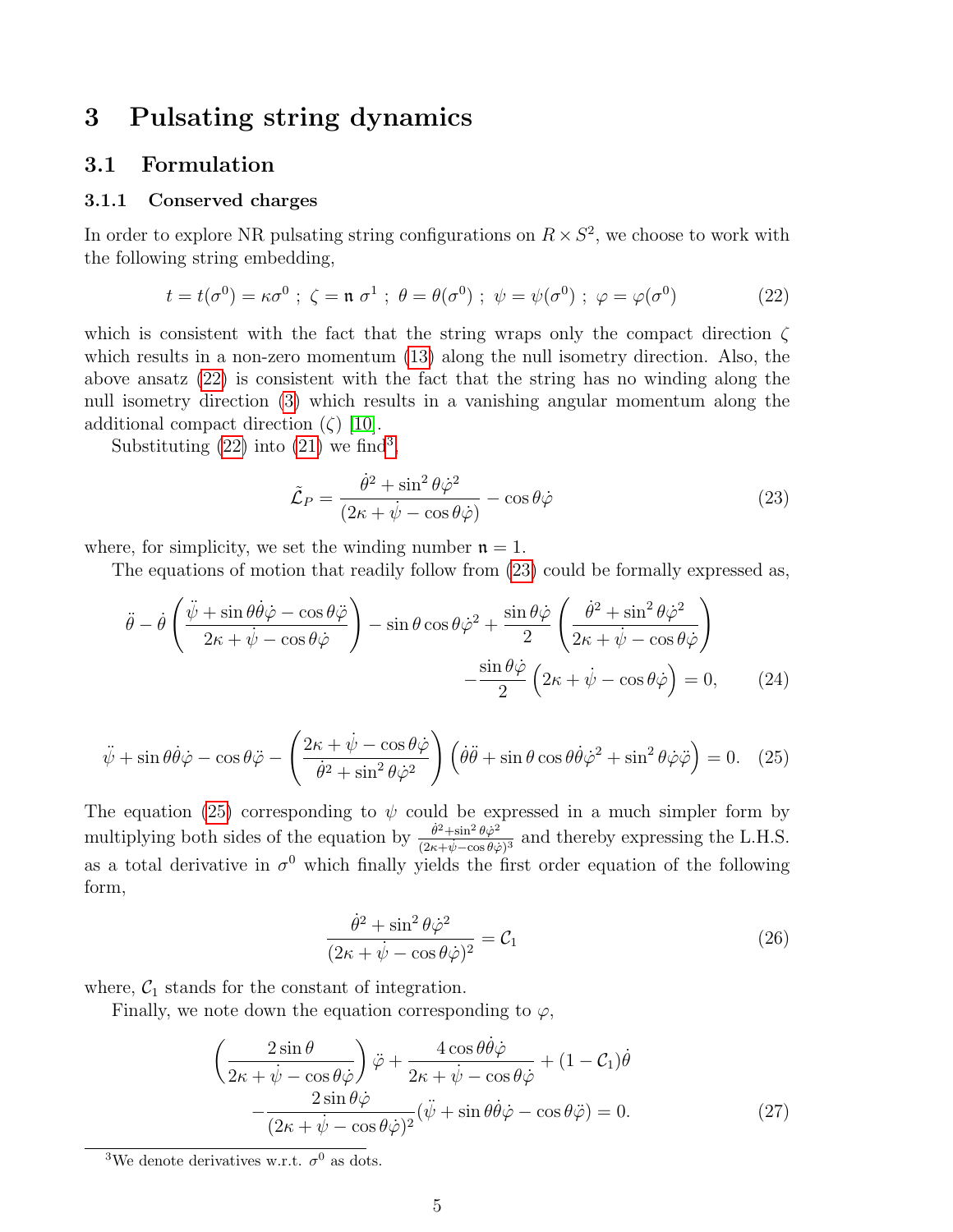# 3 Pulsating string dynamics

## 3.1 Formulation

### 3.1.1 Conserved charges

In order to explore NR pulsating string configurations on $R \times S^2$, we choose to work with the following string embedding,

$$t = t(\sigma^0) = \kappa \sigma^0 \; ; \; \zeta = \mathfrak{n} \; \sigma^1 \; ; \; \theta = \theta(\sigma^0) \; ; \; \psi = \psi(\sigma^0) \; ; \; \varphi = \varphi(\sigma^0) \tag{22}$$

which is consistent with the fact that the string wraps only the compact direction $\zeta$ which results in a non-zero momentum (13) along the null isometry direction. Also, the above ansatz (22) is consistent with the fact that the string has no winding along the null isometry direction (3) which results in a vanishing angular momentum along the additional compact direction ($\zeta$) [10].

Substituting (22) into (21) we find[3],

$$\tilde{\mathcal{L}}_P = \frac{\dot{\theta}^2 + \sin^2\theta \dot{\varphi}^2}{(2\kappa + \dot{\psi} - \cos\theta \dot{\varphi})} - \cos\theta \dot{\varphi} \tag{23}$$

where, for simplicity, we set the winding number $\mathfrak{n} = 1$.

The equations of motion that readily follow from (23) could be formally expressed as,

$$\ddot{\theta} - \dot{\theta}\left(\frac{\ddot{\psi} + \sin\theta\dot{\theta}\dot{\varphi} - \cos\theta\ddot{\varphi}}{2\kappa + \dot{\psi} - \cos\theta\dot{\varphi}}\right) - \sin\theta\cos\theta\dot{\varphi}^2 + \frac{\sin\theta\dot{\varphi}}{2}\left(\frac{\dot{\theta}^2 + \sin^2\theta\dot{\varphi}^2}{2\kappa + \dot{\psi} - \cos\theta\dot{\varphi}}\right)$$
$$-\frac{\sin\theta\dot{\varphi}}{2}\left(2\kappa + \dot{\psi} - \cos\theta\dot{\varphi}\right) = 0, \tag{24}$$

$$\ddot{\psi} + \sin\theta\dot{\theta}\dot{\varphi} - \cos\theta\ddot{\varphi} - \left(\frac{2\kappa + \dot{\psi} - \cos\theta\dot{\varphi}}{\dot{\theta}^2 + \sin^2\theta\dot{\varphi}^2}\right)\left(\dot{\theta}\ddot{\theta} + \sin\theta\cos\theta\dot{\theta}\dot{\varphi}^2 + \sin^2\theta\dot{\varphi}\ddot{\varphi}\right) = 0. \tag{25}$$

The equation (25) corresponding to $\psi$ could be expressed in a much simpler form by multiplying both sides of the equation by $\frac{\dot{\theta}^2 + \sin^2\theta\dot{\varphi}^2}{(2\kappa + \dot{\psi} - \cos\theta\dot{\varphi})^3}$ and thereby expressing the L.H.S. as a total derivative in $\sigma^0$ which finally yields the first order equation of the following form,

$$\frac{\dot{\theta}^2 + \sin^2\theta\dot{\varphi}^2}{(2\kappa + \dot{\psi} - \cos\theta\dot{\varphi})^2} = \mathcal{C}_1 \tag{26}$$

where, $\mathcal{C}_1$ stands for the constant of integration.

Finally, we note down the equation corresponding to $\varphi$,

$$\left(\frac{2\sin\theta}{2\kappa + \dot{\psi} - \cos\theta\dot{\varphi}}\right)\ddot{\varphi} + \frac{4\cos\theta\dot{\theta}\dot{\varphi}}{2\kappa + \dot{\psi} - \cos\theta\dot{\varphi}} + (1 - \mathcal{C}_1)\dot{\theta}$$
$$-\frac{2\sin\theta\dot{\varphi}}{(2\kappa + \dot{\psi} - \cos\theta\dot{\varphi})^2}(\ddot{\psi} + \sin\theta\dot{\theta}\dot{\varphi} - \cos\theta\ddot{\varphi}) = 0. \tag{27}$$

[3] We denote derivatives w.r.t. $\sigma^0$ as dots.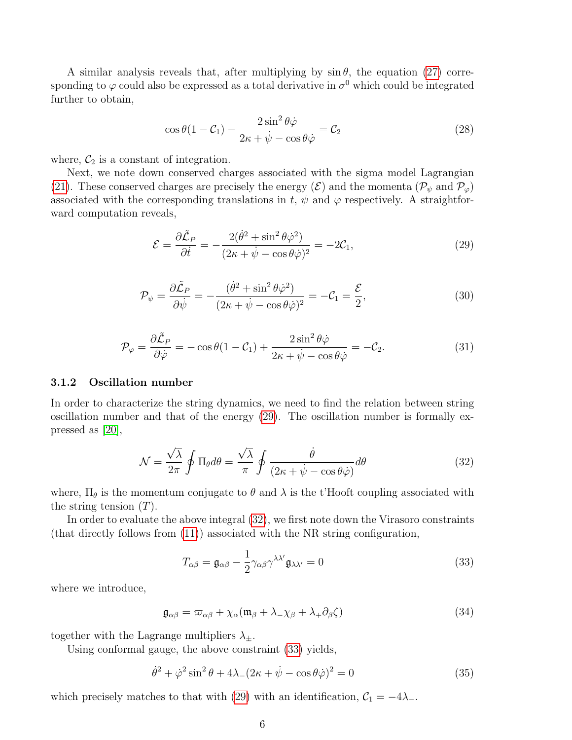A similar analysis reveals that, after multiplying by $\sin\theta$, the equation (27) corresponding to $\varphi$ could also be expressed as a total derivative in $\sigma^0$ which could be integrated further to obtain,

$$\cos\theta(1-\mathcal{C}_1) - \frac{2\sin^2\theta\dot{\varphi}}{2\kappa+\dot{\psi}-\cos\theta\dot{\varphi}} = \mathcal{C}_2 \tag{28}$$

where, $\mathcal{C}_2$ is a constant of integration.

Next, we note down conserved charges associated with the sigma model Lagrangian (21). These conserved charges are precisely the energy ($\mathcal{E}$) and the momenta ($\mathcal{P}_\psi$ and $\mathcal{P}_\varphi$) associated with the corresponding translations in $t$, $\psi$ and $\varphi$ respectively. A straightforward computation reveals,

$$\mathcal{E} = \frac{\partial\tilde{\mathcal{L}}_P}{\partial\dot{t}} = -\frac{2(\dot{\theta}^2+\sin^2\theta\dot{\varphi}^2)}{(2\kappa+\dot{\psi}-\cos\theta\dot{\varphi})^2} = -2\mathcal{C}_1, \tag{29}$$

$$\mathcal{P}_\psi = \frac{\partial\tilde{\mathcal{L}}_P}{\partial\dot{\psi}} = -\frac{(\dot{\theta}^2+\sin^2\theta\dot{\varphi}^2)}{(2\kappa+\dot{\psi}-\cos\theta\dot{\varphi})^2} = -\mathcal{C}_1 = \frac{\mathcal{E}}{2}, \tag{30}$$

$$\mathcal{P}_\varphi = \frac{\partial\tilde{\mathcal{L}}_P}{\partial\dot{\varphi}} = -\cos\theta(1-\mathcal{C}_1) + \frac{2\sin^2\theta\dot{\varphi}}{2\kappa+\dot{\psi}-\cos\theta\dot{\varphi}} = -\mathcal{C}_2. \tag{31}$$

### 3.1.2 Oscillation number

In order to characterize the string dynamics, we need to find the relation between string oscillation number and that of the energy (29). The oscillation number is formally expressed as [20],

$$\mathcal{N} = \frac{\sqrt{\lambda}}{2\pi}\oint \Pi_\theta d\theta = \frac{\sqrt{\lambda}}{\pi}\oint \frac{\dot{\theta}}{(2\kappa+\dot{\psi}-\cos\theta\dot{\varphi})}d\theta \tag{32}$$

where, $\Pi_\theta$ is the momentum conjugate to $\theta$ and $\lambda$ is the t'Hooft coupling associated with the string tension ($T$).

In order to evaluate the above integral (32), we first note down the Virasoro constraints (that directly follows from (11)) associated with the NR string configuration,

$$T_{\alpha\beta} = \mathfrak{g}_{\alpha\beta} - \frac{1}{2}\gamma_{\alpha\beta}\gamma^{\lambda\lambda'}\mathfrak{g}_{\lambda\lambda'} = 0 \tag{33}$$

where we introduce,

$$\mathfrak{g}_{\alpha\beta} = \varpi_{\alpha\beta} + \chi_\alpha(\mathfrak{m}_\beta + \lambda_-\chi_\beta + \lambda_+\partial_\beta\zeta) \tag{34}$$

together with the Lagrange multipliers $\lambda_\pm$.

Using conformal gauge, the above constraint (33) yields,

$$\dot{\theta}^2 + \dot{\varphi}^2\sin^2\theta + 4\lambda_-(2\kappa+\dot{\psi}-\cos\theta\dot{\varphi})^2 = 0 \tag{35}$$

which precisely matches to that with (29) with an identification, $\mathcal{C}_1 = -4\lambda_-$.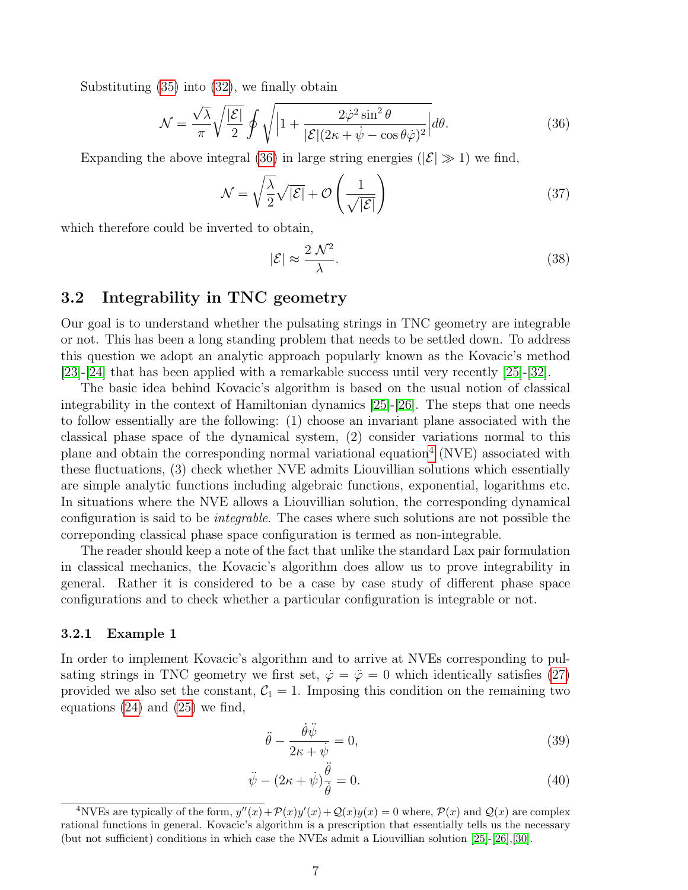Substituting (35) into (32), we finally obtain

$$\mathcal{N} = \frac{\sqrt{\lambda}}{\pi}\sqrt{\frac{|\mathcal{E}|}{2}} \oint \sqrt{\left|1 + \frac{2\dot{\varphi}^2 \sin^2\theta}{|\mathcal{E}|(2\kappa + \dot{\psi} - \cos\theta\dot{\varphi})^2}\right|} d\theta. \tag{36}$$

Expanding the above integral (36) in large string energies ($|\mathcal{E}| \gg 1$) we find,

$$\mathcal{N} = \sqrt{\frac{\lambda}{2}}\sqrt{|\mathcal{E}|} + \mathcal{O}\left(\frac{1}{\sqrt{|\mathcal{E}|}}\right) \tag{37}$$

which therefore could be inverted to obtain,

$$|\mathcal{E}| \approx \frac{2\,\mathcal{N}^2}{\lambda}. \tag{38}$$

## 3.2 Integrability in TNC geometry

Our goal is to understand whether the pulsating strings in TNC geometry are integrable or not. This has been a long standing problem that needs to be settled down. To address this question we adopt an analytic approach popularly known as the Kovacic's method [23]-[24] that has been applied with a remarkable success until very recently [25]-[32].

The basic idea behind Kovacic's algorithm is based on the usual notion of classical integrability in the context of Hamiltonian dynamics [25]-[26]. The steps that one needs to follow essentially are the following: (1) choose an invariant plane associated with the classical phase space of the dynamical system, (2) consider variations normal to this plane and obtain the corresponding normal variational equation[4] (NVE) associated with these fluctuations, (3) check whether NVE admits Liouvillian solutions which essentially are simple analytic functions including algebraic functions, exponential, logarithms etc. In situations where the NVE allows a Liouvillian solution, the corresponding dynamical configuration is said to be *integrable*. The cases where such solutions are not possible the correponding classical phase space configuration is termed as non-integrable.

The reader should keep a note of the fact that unlike the standard Lax pair formulation in classical mechanics, the Kovacic's algorithm does allow us to prove integrability in general. Rather it is considered to be a case by case study of different phase space configurations and to check whether a particular configuration is integrable or not.

### 3.2.1 Example 1

In order to implement Kovacic's algorithm and to arrive at NVEs corresponding to pulsating strings in TNC geometry we first set, $\dot{\varphi} = \ddot{\varphi} = 0$ which identically satisfies (27) provided we also set the constant, $\mathcal{C}_1 = 1$. Imposing this condition on the remaining two equations (24) and (25) we find,

$$\ddot{\theta} - \frac{\dot{\theta}\ddot{\psi}}{2\kappa + \dot{\psi}} = 0, \tag{39}$$

$$\ddot{\psi} - (2\kappa + \dot{\psi})\frac{\ddot{\theta}}{\dot{\theta}} = 0. \tag{40}$$

[4] NVEs are typically of the form, $y''(x) + \mathcal{P}(x)y'(x) + \mathcal{Q}(x)y(x) = 0$ where, $\mathcal{P}(x)$ and $\mathcal{Q}(x)$ are complex rational functions in general. Kovacic's algorithm is a prescription that essentially tells us the necessary (but not sufficient) conditions in which case the NVEs admit a Liouvillian solution [25]-[26],[30].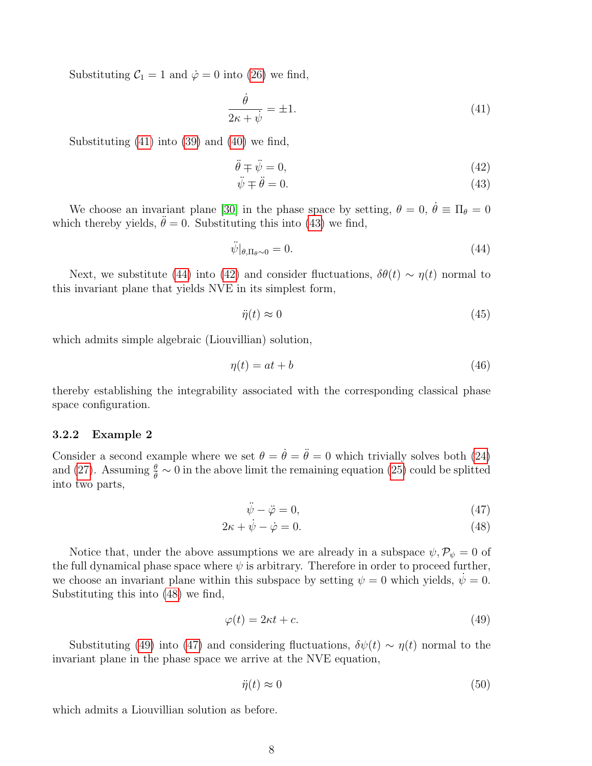Substituting $\mathcal{C}_1 = 1$ and $\dot{\varphi} = 0$ into (26) we find,

$$\frac{\dot{\theta}}{2\kappa + \dot{\psi}} = \pm 1. \tag{41}$$

Substituting (41) into (39) and (40) we find,

$$\ddot{\theta} \mp \ddot{\psi} = 0, \tag{42}$$

$$\ddot{\psi} \mp \ddot{\theta} = 0. \tag{43}$$

We choose an invariant plane [30] in the phase space by setting, $\theta = 0$, $\dot{\theta} \equiv \Pi_\theta = 0$ which thereby yields, $\ddot{\theta} = 0$. Substituting this into (43) we find,

$$\ddot{\psi}|_{\theta, \Pi_\theta \sim 0} = 0. \tag{44}$$

Next, we substitute (44) into (42) and consider fluctuations, $\delta\theta(t) \sim \eta(t)$ normal to this invariant plane that yields NVE in its simplest form,

$$\ddot{\eta}(t) \approx 0 \tag{45}$$

which admits simple algebraic (Liouvillian) solution,

$$\eta(t) = at + b \tag{46}$$

thereby establishing the integrability associated with the corresponding classical phase space configuration.

### 3.2.2 Example 2

Consider a second example where we set $\theta = \dot{\theta} = \ddot{\theta} = 0$ which trivially solves both (24) and (27). Assuming $\frac{\theta}{\dot{\theta}} \sim 0$ in the above limit the remaining equation (25) could be splitted into two parts,

$$\ddot{\psi} - \ddot{\varphi} = 0, \tag{47}$$

$$2\kappa + \dot{\psi} - \dot{\varphi} = 0. \tag{48}$$

Notice that, under the above assumptions we are already in a subspace $\psi, \mathcal{P}_\psi = 0$ of the full dynamical phase space where $\psi$ is arbitrary. Therefore in order to proceed further, we choose an invariant plane within this subspace by setting $\psi = 0$ which yields, $\dot{\psi} = 0$. Substituting this into (48) we find,

$$\varphi(t) = 2\kappa t + c. \tag{49}$$

Substituting (49) into (47) and considering fluctuations, $\delta\psi(t) \sim \eta(t)$ normal to the invariant plane in the phase space we arrive at the NVE equation,

$$\ddot{\eta}(t) \approx 0 \tag{50}$$

which admits a Liouvillian solution as before.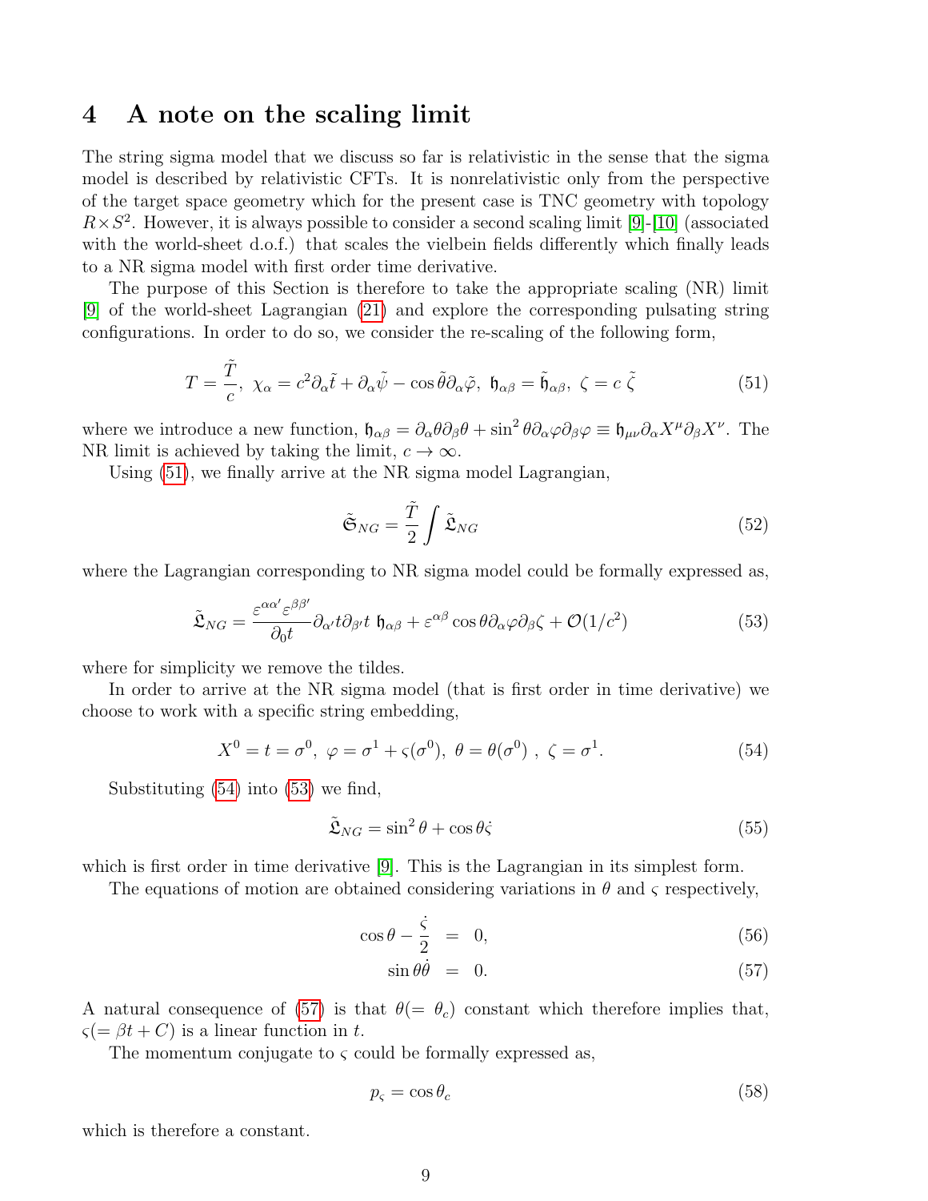## 4 A note on the scaling limit

The string sigma model that we discuss so far is relativistic in the sense that the sigma model is described by relativistic CFTs. It is nonrelativistic only from the perspective of the target space geometry which for the present case is TNC geometry with topology $R\times S^2$. However, it is always possible to consider a second scaling limit [9]-[10] (associated with the world-sheet d.o.f.) that scales the vielbein fields differently which finally leads to a NR sigma model with first order time derivative.

The purpose of this Section is therefore to take the appropriate scaling (NR) limit [9] of the world-sheet Lagrangian (21) and explore the corresponding pulsating string configurations. In order to do so, we consider the re-scaling of the following form,

$$T=\frac{\tilde{T}}{c},\ \chi_\alpha = c^2\partial_\alpha\tilde{t}+\partial_\alpha\tilde{\psi}-\cos\tilde{\theta}\partial_\alpha\tilde{\varphi},\ \mathfrak{h}_{\alpha\beta}=\tilde{\mathfrak{h}}_{\alpha\beta},\ \zeta = c\,\tilde{\zeta} \tag{51}$$

where we introduce a new function, $\mathfrak{h}_{\alpha\beta}=\partial_\alpha\theta\partial_\beta\theta+\sin^2\theta\partial_\alpha\varphi\partial_\beta\varphi\equiv\mathfrak{h}_{\mu\nu}\partial_\alpha X^\mu\partial_\beta X^\nu$. The NR limit is achieved by taking the limit, $c\to\infty$.

Using (51), we finally arrive at the NR sigma model Lagrangian,

$$\tilde{\mathfrak{S}}_{NG}=\frac{\tilde{T}}{2}\int\tilde{\mathfrak{L}}_{NG} \tag{52}$$

where the Lagrangian corresponding to NR sigma model could be formally expressed as,

$$\tilde{\mathfrak{L}}_{NG}=\frac{\varepsilon^{\alpha\alpha'}\varepsilon^{\beta\beta'}}{\partial_0 t}\partial_{\alpha'}t\partial_{\beta'}t\ \mathfrak{h}_{\alpha\beta}+\varepsilon^{\alpha\beta}\cos\theta\partial_\alpha\varphi\partial_\beta\zeta+\mathcal{O}(1/c^2) \tag{53}$$

where for simplicity we remove the tildes.

In order to arrive at the NR sigma model (that is first order in time derivative) we choose to work with a specific string embedding,

$$X^0=t=\sigma^0,\ \varphi=\sigma^1+\varsigma(\sigma^0),\ \theta=\theta(\sigma^0)\ ,\ \zeta=\sigma^1. \tag{54}$$

Substituting (54) into (53) we find,

$$\tilde{\mathfrak{L}}_{NG}=\sin^2\theta+\cos\theta\dot{\varsigma} \tag{55}$$

which is first order in time derivative [9]. This is the Lagrangian in its simplest form.

The equations of motion are obtained considering variations in $\theta$ and $\varsigma$ respectively,

$$\cos\theta-\frac{\dot{\varsigma}}{2} = 0, \tag{56}$$

$$\sin\theta\dot{\theta} = 0. \tag{57}$$

A natural consequence of (57) is that $\theta(=\theta_c)$ constant which therefore implies that, $\varsigma(=\beta t+C)$ is a linear function in $t$.

The momentum conjugate to $\varsigma$ could be formally expressed as,

$$p_\varsigma=\cos\theta_c \tag{58}$$

which is therefore a constant.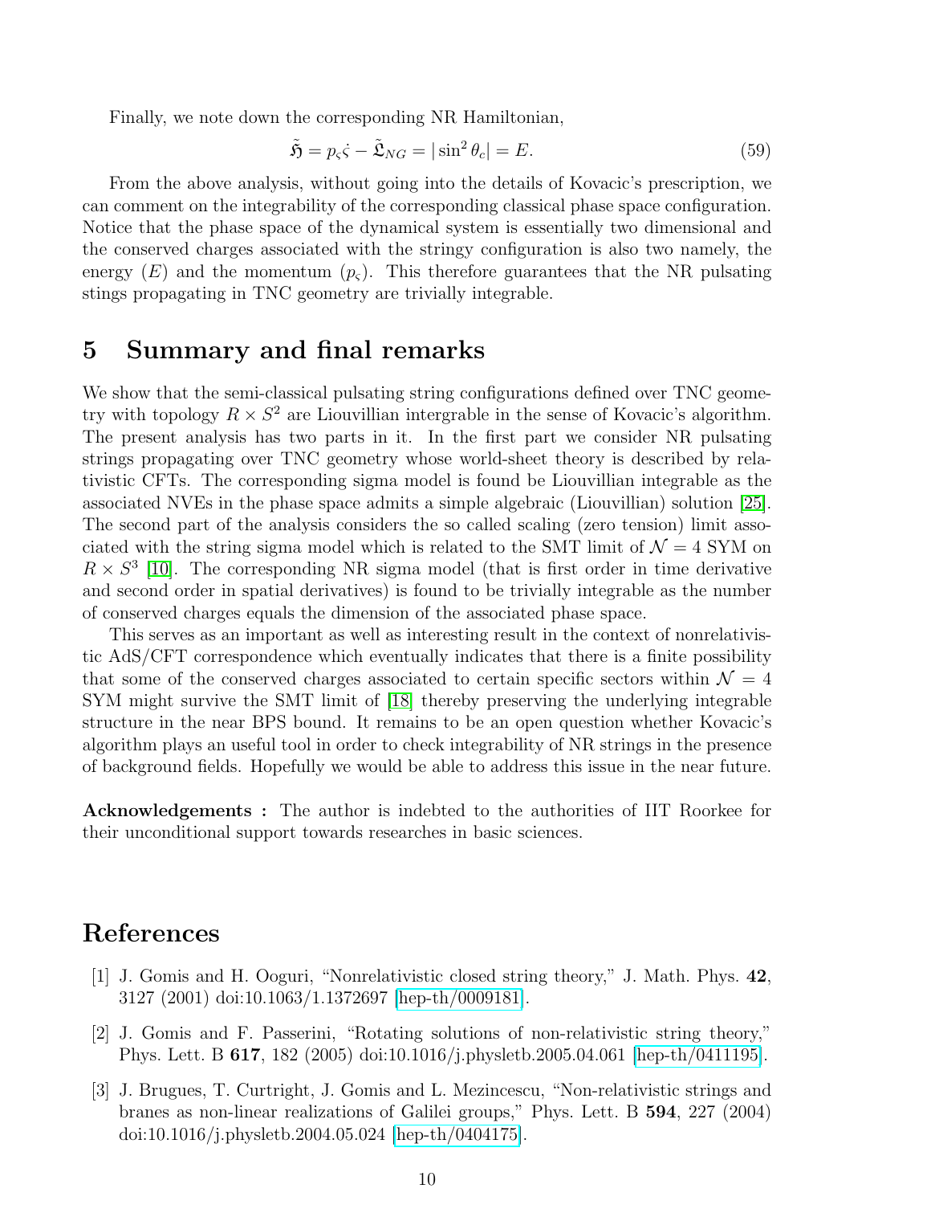Finally, we note down the corresponding NR Hamiltonian,

$$\tilde{\mathfrak{H}} = p_\varsigma \dot{\varsigma} - \tilde{\mathfrak{L}}_{NG} = |\sin^2 \theta_c| = E. \tag{59}$$

From the above analysis, without going into the details of Kovacic's prescription, we can comment on the integrability of the corresponding classical phase space configuration. Notice that the phase space of the dynamical system is essentially two dimensional and the conserved charges associated with the stringy configuration is also two namely, the energy ($E$) and the momentum ($p_\varsigma$). This therefore guarantees that the NR pulsating stings propagating in TNC geometry are trivially integrable.

# 5 Summary and final remarks

We show that the semi-classical pulsating string configurations defined over TNC geometry with topology $R \times S^2$ are Liouvillian intergrable in the sense of Kovacic's algorithm. The present analysis has two parts in it. In the first part we consider NR pulsating strings propagating over TNC geometry whose world-sheet theory is described by relativistic CFTs. The corresponding sigma model is found be Liouvillian integrable as the associated NVEs in the phase space admits a simple algebraic (Liouvillian) solution [25]. The second part of the analysis considers the so called scaling (zero tension) limit associated with the string sigma model which is related to the SMT limit of $\mathcal{N} = 4$ SYM on $R \times S^3$ [10]. The corresponding NR sigma model (that is first order in time derivative and second order in spatial derivatives) is found to be trivially integrable as the number of conserved charges equals the dimension of the associated phase space.

This serves as an important as well as interesting result in the context of nonrelativistic AdS/CFT correspondence which eventually indicates that there is a finite possibility that some of the conserved charges associated to certain specific sectors within $\mathcal{N} = 4$ SYM might survive the SMT limit of [18] thereby preserving the underlying integrable structure in the near BPS bound. It remains to be an open question whether Kovacic's algorithm plays an useful tool in order to check integrability of NR strings in the presence of background fields. Hopefully we would be able to address this issue in the near future.

**Acknowledgements :** The author is indebted to the authorities of IIT Roorkee for their unconditional support towards researches in basic sciences.

# References

[1] J. Gomis and H. Ooguri, "Nonrelativistic closed string theory," J. Math. Phys. **42**, 3127 (2001) doi:10.1063/1.1372697 [hep-th/0009181].

[2] J. Gomis and F. Passerini, "Rotating solutions of non-relativistic string theory," Phys. Lett. B **617**, 182 (2005) doi:10.1016/j.physletb.2005.04.061 [hep-th/0411195].

[3] J. Brugues, T. Curtright, J. Gomis and L. Mezincescu, "Non-relativistic strings and branes as non-linear realizations of Galilei groups," Phys. Lett. B **594**, 227 (2004) doi:10.1016/j.physletb.2004.05.024 [hep-th/0404175].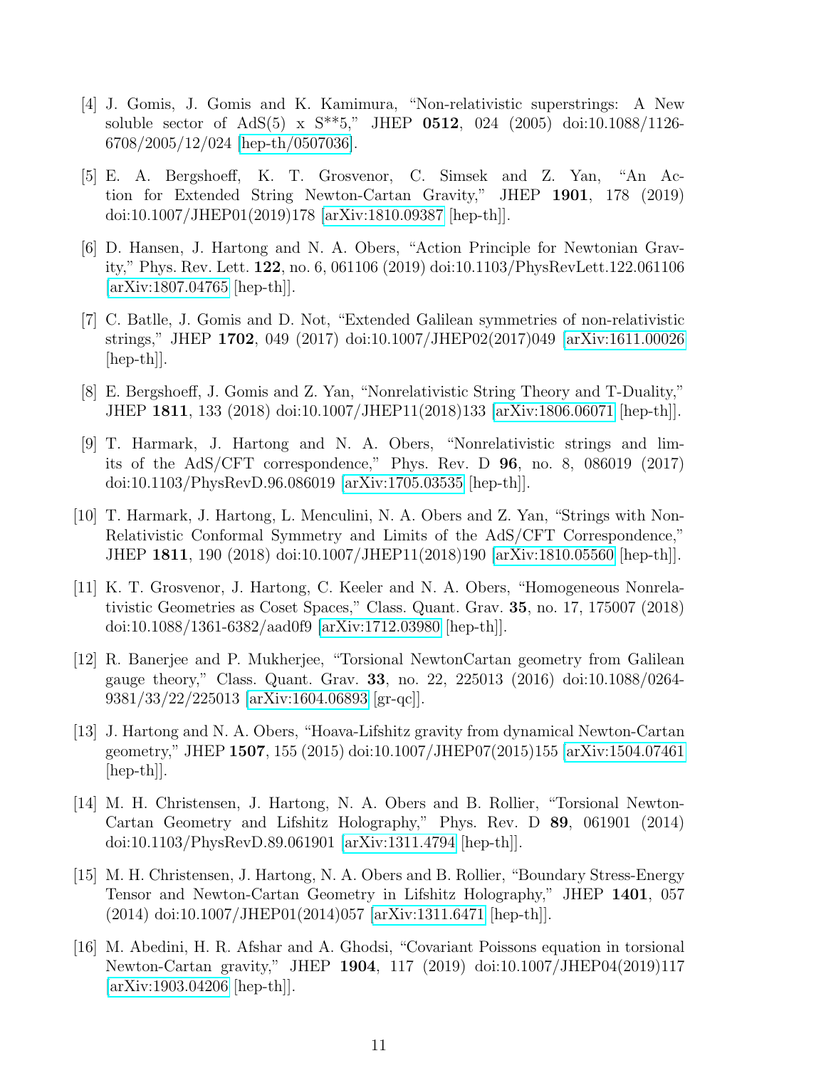- [4] J. Gomis, J. Gomis and K. Kamimura, "Non-relativistic superstrings: A New soluble sector of AdS(5) x S**5," JHEP **0512**, 024 (2005) doi:10.1088/1126-6708/2005/12/024 [hep-th/0507036].

- [5] E. A. Bergshoeff, K. T. Grosvenor, C. Simsek and Z. Yan, "An Action for Extended String Newton-Cartan Gravity," JHEP **1901**, 178 (2019) doi:10.1007/JHEP01(2019)178 [arXiv:1810.09387 [hep-th]].

- [6] D. Hansen, J. Hartong and N. A. Obers, "Action Principle for Newtonian Gravity," Phys. Rev. Lett. **122**, no. 6, 061106 (2019) doi:10.1103/PhysRevLett.122.061106 [arXiv:1807.04765 [hep-th]].

- [7] C. Batlle, J. Gomis and D. Not, "Extended Galilean symmetries of non-relativistic strings," JHEP **1702**, 049 (2017) doi:10.1007/JHEP02(2017)049 [arXiv:1611.00026 [hep-th]].

- [8] E. Bergshoeff, J. Gomis and Z. Yan, "Nonrelativistic String Theory and T-Duality," JHEP **1811**, 133 (2018) doi:10.1007/JHEP11(2018)133 [arXiv:1806.06071 [hep-th]].

- [9] T. Harmark, J. Hartong and N. A. Obers, "Nonrelativistic strings and limits of the AdS/CFT correspondence," Phys. Rev. D **96**, no. 8, 086019 (2017) doi:10.1103/PhysRevD.96.086019 [arXiv:1705.03535 [hep-th]].

- [10] T. Harmark, J. Hartong, L. Menculini, N. A. Obers and Z. Yan, "Strings with Non-Relativistic Conformal Symmetry and Limits of the AdS/CFT Correspondence," JHEP **1811**, 190 (2018) doi:10.1007/JHEP11(2018)190 [arXiv:1810.05560 [hep-th]].

- [11] K. T. Grosvenor, J. Hartong, C. Keeler and N. A. Obers, "Homogeneous Nonrelativistic Geometries as Coset Spaces," Class. Quant. Grav. **35**, no. 17, 175007 (2018) doi:10.1088/1361-6382/aad0f9 [arXiv:1712.03980 [hep-th]].

- [12] R. Banerjee and P. Mukherjee, "Torsional NewtonCartan geometry from Galilean gauge theory," Class. Quant. Grav. **33**, no. 22, 225013 (2016) doi:10.1088/0264-9381/33/22/225013 [arXiv:1604.06893 [gr-qc]].

- [13] J. Hartong and N. A. Obers, "Hoava-Lifshitz gravity from dynamical Newton-Cartan geometry," JHEP **1507**, 155 (2015) doi:10.1007/JHEP07(2015)155 [arXiv:1504.07461 [hep-th]].

- [14] M. H. Christensen, J. Hartong, N. A. Obers and B. Rollier, "Torsional Newton-Cartan Geometry and Lifshitz Holography," Phys. Rev. D **89**, 061901 (2014) doi:10.1103/PhysRevD.89.061901 [arXiv:1311.4794 [hep-th]].

- [15] M. H. Christensen, J. Hartong, N. A. Obers and B. Rollier, "Boundary Stress-Energy Tensor and Newton-Cartan Geometry in Lifshitz Holography," JHEP **1401**, 057 (2014) doi:10.1007/JHEP01(2014)057 [arXiv:1311.6471 [hep-th]].

- [16] M. Abedini, H. R. Afshar and A. Ghodsi, "Covariant Poissons equation in torsional Newton-Cartan gravity," JHEP **1904**, 117 (2019) doi:10.1007/JHEP04(2019)117 [arXiv:1903.04206 [hep-th]].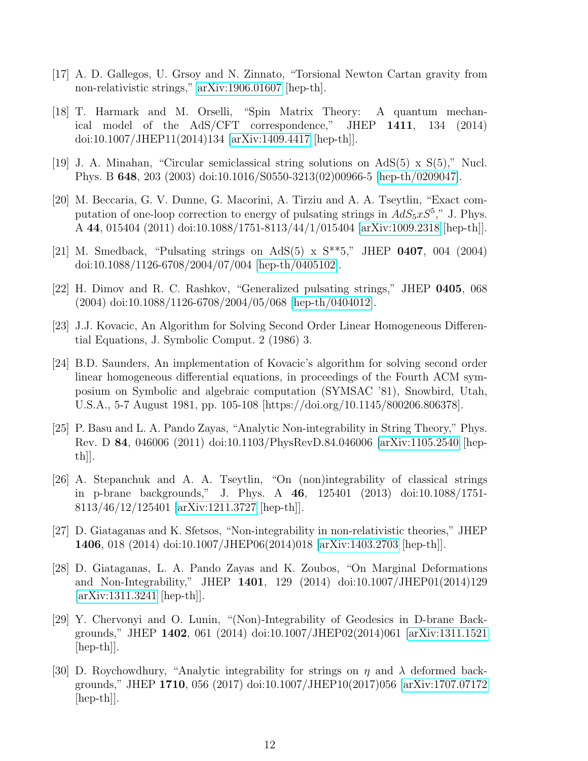[17] A. D. Gallegos, U. Grsoy and N. Zinnato, "Torsional Newton Cartan gravity from non-relativistic strings," arXiv:1906.01607 [hep-th].

[18] T. Harmark and M. Orselli, "Spin Matrix Theory: A quantum mechanical model of the AdS/CFT correspondence," JHEP **1411**, 134 (2014) doi:10.1007/JHEP11(2014)134 [arXiv:1409.4417 [hep-th]].

[19] J. A. Minahan, "Circular semiclassical string solutions on AdS(5) x S(5)," Nucl. Phys. B **648**, 203 (2003) doi:10.1016/S0550-3213(02)00966-5 [hep-th/0209047].

[20] M. Beccaria, G. V. Dunne, G. Macorini, A. Tirziu and A. A. Tseytlin, "Exact computation of one-loop correction to energy of pulsating strings in $AdS_5xS^5$," J. Phys. A **44**, 015404 (2011) doi:10.1088/1751-8113/44/1/015404 [arXiv:1009.2318 [hep-th]].

[21] M. Smedback, "Pulsating strings on AdS(5) x S**5," JHEP **0407**, 004 (2004) doi:10.1088/1126-6708/2004/07/004 [hep-th/0405102].

[22] H. Dimov and R. C. Rashkov, "Generalized pulsating strings," JHEP **0405**, 068 (2004) doi:10.1088/1126-6708/2004/05/068 [hep-th/0404012].

[23] J.J. Kovacic, An Algorithm for Solving Second Order Linear Homogeneous Differential Equations, J. Symbolic Comput. 2 (1986) 3.

[24] B.D. Saunders, An implementation of Kovacic's algorithm for solving second order linear homogeneous differential equations, in proceedings of the Fourth ACM symposium on Symbolic and algebraic computation (SYMSAC '81), Snowbird, Utah, U.S.A., 5-7 August 1981, pp. 105-108 [https://doi.org/10.1145/800206.806378].

[25] P. Basu and L. A. Pando Zayas, "Analytic Non-integrability in String Theory," Phys. Rev. D **84**, 046006 (2011) doi:10.1103/PhysRevD.84.046006 [arXiv:1105.2540 [hep-th]].

[26] A. Stepanchuk and A. A. Tseytlin, "On (non)integrability of classical strings in p-brane backgrounds," J. Phys. A **46**, 125401 (2013) doi:10.1088/1751-8113/46/12/125401 [arXiv:1211.3727 [hep-th]].

[27] D. Giataganas and K. Sfetsos, "Non-integrability in non-relativistic theories," JHEP **1406**, 018 (2014) doi:10.1007/JHEP06(2014)018 [arXiv:1403.2703 [hep-th]].

[28] D. Giataganas, L. A. Pando Zayas and K. Zoubos, "On Marginal Deformations and Non-Integrability," JHEP **1401**, 129 (2014) doi:10.1007/JHEP01(2014)129 [arXiv:1311.3241 [hep-th]].

[29] Y. Chervonyi and O. Lunin, "(Non)-Integrability of Geodesics in D-brane Backgrounds," JHEP **1402**, 061 (2014) doi:10.1007/JHEP02(2014)061 [arXiv:1311.1521 [hep-th]].

[30] D. Roychowdhury, "Analytic integrability for strings on $\eta$ and $\lambda$ deformed backgrounds," JHEP **1710**, 056 (2017) doi:10.1007/JHEP10(2017)056 [arXiv:1707.07172 [hep-th]].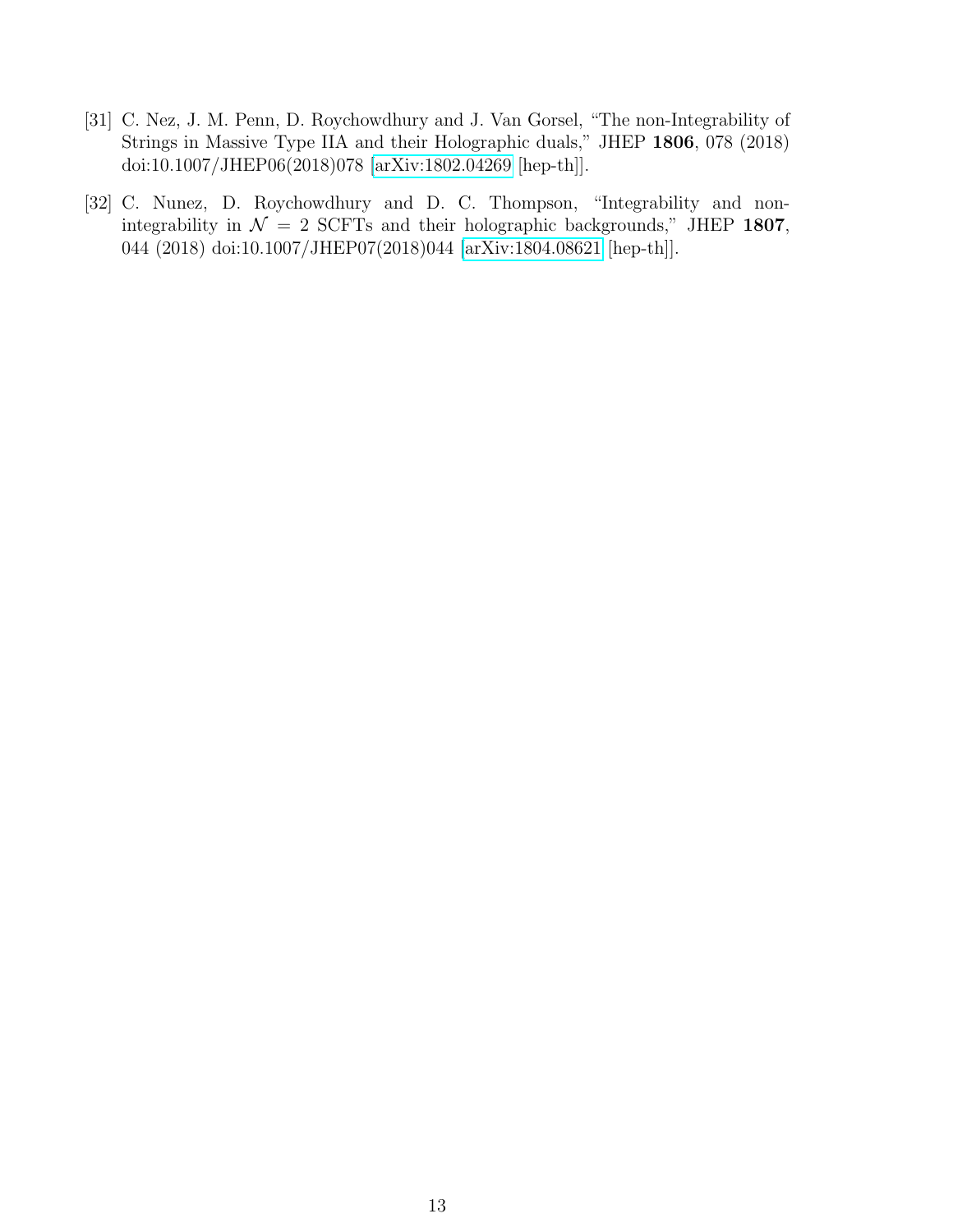[31] C. Nez, J. M. Penn, D. Roychowdhury and J. Van Gorsel, "The non-Integrability of Strings in Massive Type IIA and their Holographic duals," JHEP **1806**, 078 (2018) doi:10.1007/JHEP06(2018)078 [arXiv:1802.04269 [hep-th]].

[32] C. Nunez, D. Roychowdhury and D. C. Thompson, "Integrability and non-integrability in $\mathcal{N} = 2$ SCFTs and their holographic backgrounds," JHEP **1807**, 044 (2018) doi:10.1007/JHEP07(2018)044 [arXiv:1804.08621 [hep-th]].